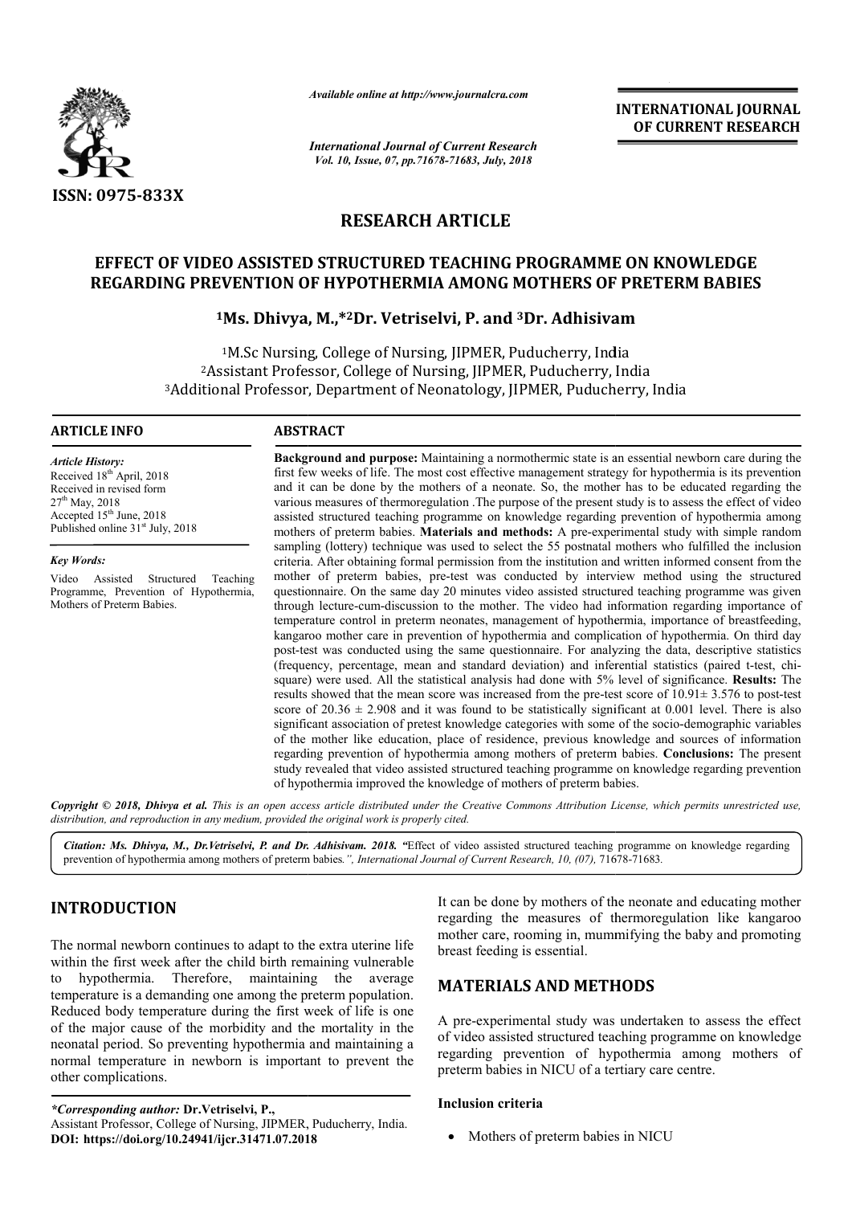ISSN: 0975-833X

*Available online at http://www.journalcra.com*

*International Journal of Current Research*
*Vol. 10, Issue, 07, pp.71678-71683, July, 2018*

**INTERNATIONAL JOURNAL OF CURRENT RESEARCH**

# RESEARCH ARTICLE

# EFFECT OF VIDEO ASSISTED STRUCTURED TEACHING PROGRAMME ON KNOWLEDGE REGARDING PREVENTION OF HYPOTHERMIA AMONG MOTHERS OF PRETERM BABIES

**[1]Ms. Dhivya, M.,*[2]Dr. Vetriselvi, P. and [3]Dr. Adhisivam**

[1]M.Sc Nursing, College of Nursing, JIPMER, Puducherry, India
[2]Assistant Professor, College of Nursing, JIPMER, Puducherry, India
[3]Additional Professor, Department of Neonatology, JIPMER, Puducherry, India

## ARTICLE INFO

*Article History:*
Received 18th April, 2018
Received in revised form
27th May, 2018
Accepted 15th June, 2018
Published online 31st July, 2018

*Key Words:*
Video Assisted Structured Teaching Programme, Prevention of Hypothermia, Mothers of Preterm Babies.

## ABSTRACT

**Background and purpose:** Maintaining a normothermic state is an essential newborn care during the first few weeks of life. The most cost effective management strategy for hypothermia is its prevention and it can be done by the mothers of a neonate. So, the mother has to be educated regarding the various measures of thermoregulation .The purpose of the present study is to assess the effect of video assisted structured teaching programme on knowledge regarding prevention of hypothermia among mothers of preterm babies. **Materials and methods:** A pre-experimental study with simple random sampling (lottery) technique was used to select the 55 postnatal mothers who fulfilled the inclusion criteria. After obtaining formal permission from the institution and written informed consent from the mother of preterm babies, pre-test was conducted by interview method using the structured questionnaire. On the same day 20 minutes video assisted structured teaching programme was given through lecture-cum-discussion to the mother. The video had information regarding importance of temperature control in preterm neonates, management of hypothermia, importance of breastfeeding, kangaroo mother care in prevention of hypothermia and complication of hypothermia. On third day post-test was conducted using the same questionnaire. For analyzing the data, descriptive statistics (frequency, percentage, mean and standard deviation) and inferential statistics (paired t-test, chi-square) were used. All the statistical analysis had done with 5% level of significance. **Results:** The results showed that the mean score was increased from the pre-test score of 10.91± 3.576 to post-test score of 20.36 ± 2.908 and it was found to be statistically significant at 0.001 level. There is also significant association of pretest knowledge categories with some of the socio-demographic variables of the mother like education, place of residence, previous knowledge and sources of information regarding prevention of hypothermia among mothers of preterm babies. **Conclusions:** The present study revealed that video assisted structured teaching programme on knowledge regarding prevention of hypothermia improved the knowledge of mothers of preterm babies.

*Copyright © 2018, Dhivya et al. This is an open access article distributed under the Creative Commons Attribution License, which permits unrestricted use, distribution, and reproduction in any medium, provided the original work is properly cited.*

*Citation: Ms. Dhivya, M., Dr.Vetriselvi, P. and Dr. Adhisivam. 2018.* "Effect of video assisted structured teaching programme on knowledge regarding prevention of hypothermia among mothers of preterm babies.", *International Journal of Current Research, 10, (07),* 71678-71683.

## INTRODUCTION

The normal newborn continues to adapt to the extra uterine life within the first week after the child birth remaining vulnerable to hypothermia. Therefore, maintaining the average temperature is a demanding one among the preterm population. Reduced body temperature during the first week of life is one of the major cause of the morbidity and the mortality in the neonatal period. So preventing hypothermia and maintaining a normal temperature in newborn is important to prevent the other complications.

It can be done by mothers of the neonate and educating mother regarding the measures of thermoregulation like kangaroo mother care, rooming in, mummifying the baby and promoting breast feeding is essential.

## MATERIALS AND METHODS

A pre-experimental study was undertaken to assess the effect of video assisted structured teaching programme on knowledge regarding prevention of hypothermia among mothers of preterm babies in NICU of a tertiary care centre.

### Inclusion criteria

- Mothers of preterm babies in NICU

*\*Corresponding author:* **Dr.Vetriselvi, P.,**
Assistant Professor, College of Nursing, JIPMER, Puducherry, India.
**DOI: https://doi.org/10.24941/ijcr.31471.07.2018**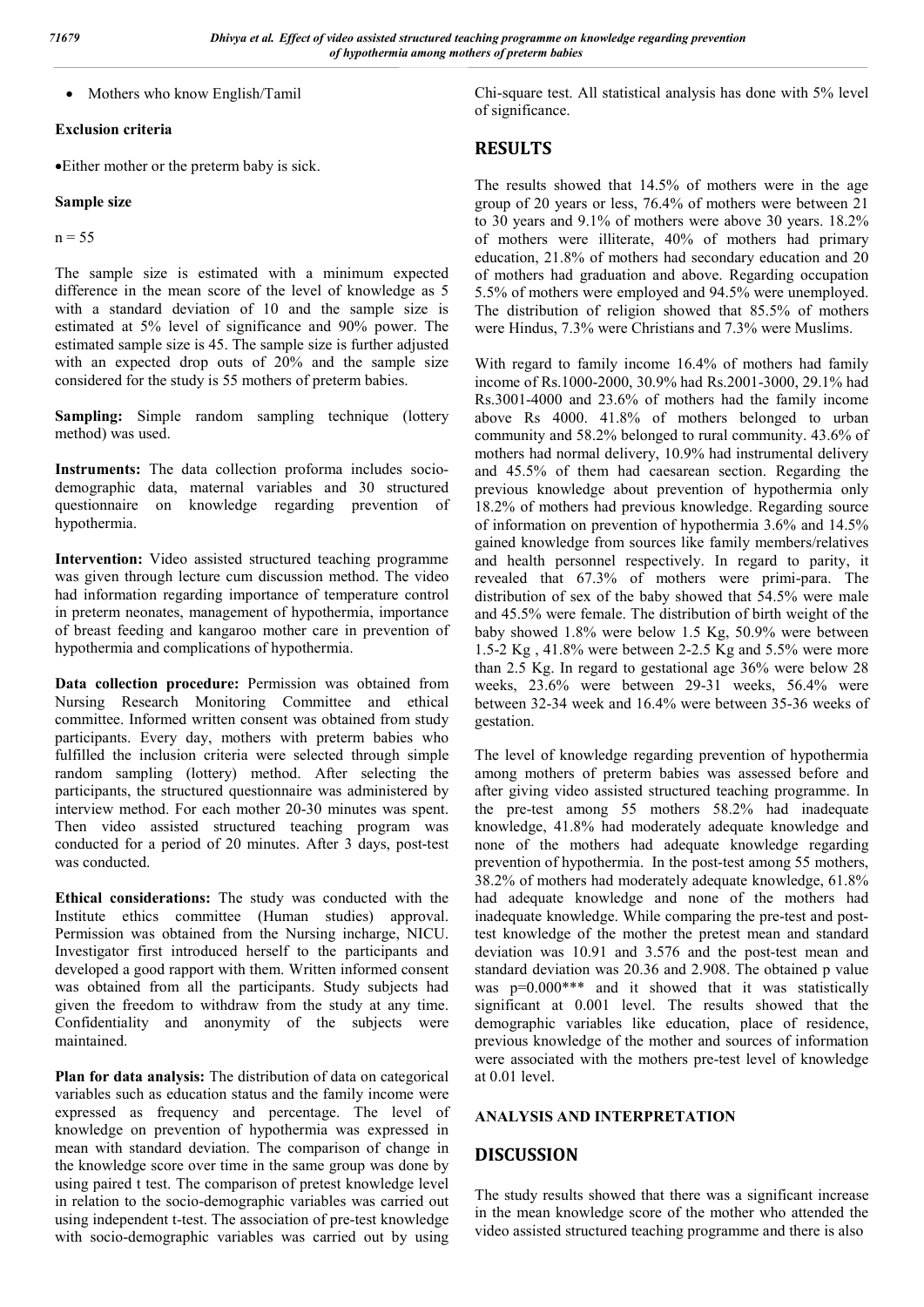- Mothers who know English/Tamil

**Exclusion criteria**

- Either mother or the preterm baby is sick.

**Sample size**

n = 55

The sample size is estimated with a minimum expected difference in the mean score of the level of knowledge as 5 with a standard deviation of 10 and the sample size is estimated at 5% level of significance and 90% power. The estimated sample size is 45. The sample size is further adjusted with an expected drop outs of 20% and the sample size considered for the study is 55 mothers of preterm babies.

**Sampling:** Simple random sampling technique (lottery method) was used.

**Instruments:** The data collection proforma includes socio-demographic data, maternal variables and 30 structured questionnaire on knowledge regarding prevention of hypothermia.

**Intervention:** Video assisted structured teaching programme was given through lecture cum discussion method. The video had information regarding importance of temperature control in preterm neonates, management of hypothermia, importance of breast feeding and kangaroo mother care in prevention of hypothermia and complications of hypothermia.

**Data collection procedure:** Permission was obtained from Nursing Research Monitoring Committee and ethical committee. Informed written consent was obtained from study participants. Every day, mothers with preterm babies who fulfilled the inclusion criteria were selected through simple random sampling (lottery) method. After selecting the participants, the structured questionnaire was administered by interview method. For each mother 20-30 minutes was spent. Then video assisted structured teaching program was conducted for a period of 20 minutes. After 3 days, post-test was conducted.

**Ethical considerations:** The study was conducted with the Institute ethics committee (Human studies) approval. Permission was obtained from the Nursing incharge, NICU. Investigator first introduced herself to the participants and developed a good rapport with them. Written informed consent was obtained from all the participants. Study subjects had given the freedom to withdraw from the study at any time. Confidentiality and anonymity of the subjects were maintained.

**Plan for data analysis:** The distribution of data on categorical variables such as education status and the family income were expressed as frequency and percentage. The level of knowledge on prevention of hypothermia was expressed in mean with standard deviation. The comparison of change in the knowledge score over time in the same group was done by using paired t test. The comparison of pretest knowledge level in relation to the socio-demographic variables was carried out using independent t-test. The association of pre-test knowledge with socio-demographic variables was carried out by using Chi-square test. All statistical analysis has done with 5% level of significance.

# RESULTS

The results showed that 14.5% of mothers were in the age group of 20 years or less, 76.4% of mothers were between 21 to 30 years and 9.1% of mothers were above 30 years. 18.2% of mothers were illiterate, 40% of mothers had primary education, 21.8% of mothers had secondary education and 20 of mothers had graduation and above. Regarding occupation 5.5% of mothers were employed and 94.5% were unemployed. The distribution of religion showed that 85.5% of mothers were Hindus, 7.3% were Christians and 7.3% were Muslims.

With regard to family income 16.4% of mothers had family income of Rs.1000-2000, 30.9% had Rs.2001-3000, 29.1% had Rs.3001-4000 and 23.6% of mothers had the family income above Rs 4000. 41.8% of mothers belonged to urban community and 58.2% belonged to rural community. 43.6% of mothers had normal delivery, 10.9% had instrumental delivery and 45.5% of them had caesarean section. Regarding the previous knowledge about prevention of hypothermia only 18.2% of mothers had previous knowledge. Regarding source of information on prevention of hypothermia 3.6% and 14.5% gained knowledge from sources like family members/relatives and health personnel respectively. In regard to parity, it revealed that 67.3% of mothers were primi-para. The distribution of sex of the baby showed that 54.5% were male and 45.5% were female. The distribution of birth weight of the baby showed 1.8% were below 1.5 Kg, 50.9% were between 1.5-2 Kg , 41.8% were between 2-2.5 Kg and 5.5% were more than 2.5 Kg. In regard to gestational age 36% were below 28 weeks, 23.6% were between 29-31 weeks, 56.4% were between 32-34 week and 16.4% were between 35-36 weeks of gestation.

The level of knowledge regarding prevention of hypothermia among mothers of preterm babies was assessed before and after giving video assisted structured teaching programme. In the pre-test among 55 mothers 58.2% had inadequate knowledge, 41.8% had moderately adequate knowledge and none of the mothers had adequate knowledge regarding prevention of hypothermia. In the post-test among 55 mothers, 38.2% of mothers had moderately adequate knowledge, 61.8% had adequate knowledge and none of the mothers had inadequate knowledge. While comparing the pre-test and post-test knowledge of the mother the pretest mean and standard deviation was 10.91 and 3.576 and the post-test mean and standard deviation was 20.36 and 2.908. The obtained p value was p=0.000*** and it showed that it was statistically significant at 0.001 level. The results showed that the demographic variables like education, place of residence, previous knowledge of the mother and sources of information were associated with the mothers pre-test level of knowledge at 0.01 level.

## ANALYSIS AND INTERPRETATION

# DISCUSSION

The study results showed that there was a significant increase in the mean knowledge score of the mother who attended the video assisted structured teaching programme and there is also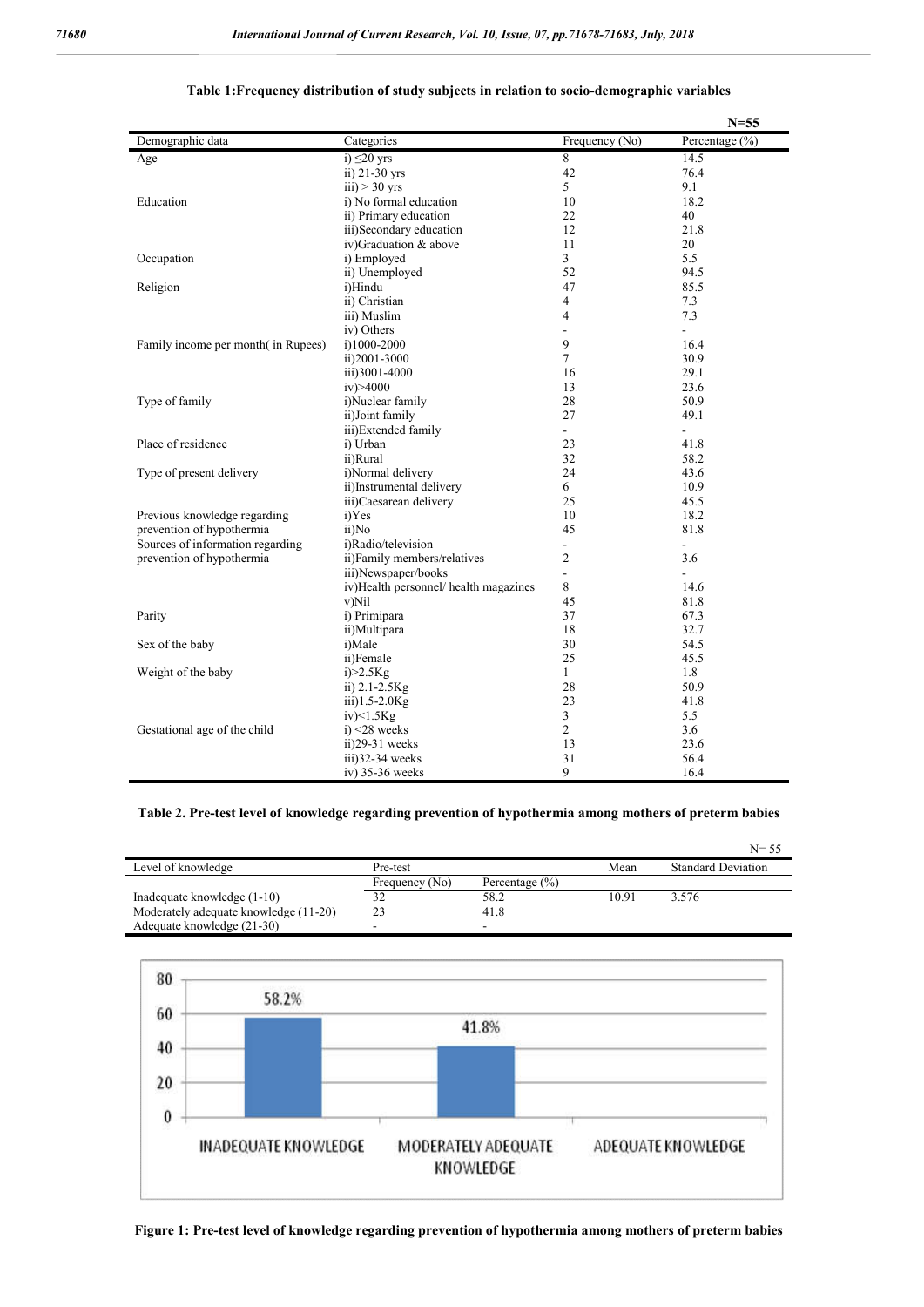**Table 1:Frequency distribution of study subjects in relation to socio-demographic variables**

N=55

| Demographic data | Categories | Frequency (No) | Percentage (%) |
|---|---|---|---|
| Age | i) ≤20 yrs | 8 | 14.5 |
| | ii) 21-30 yrs | 42 | 76.4 |
| | iii) > 30 yrs | 5 | 9.1 |
| Education | i) No formal education | 10 | 18.2 |
| | ii) Primary education | 22 | 40 |
| | iii)Secondary education | 12 | 21.8 |
| | iv)Graduation & above | 11 | 20 |
| Occupation | i) Employed | 3 | 5.5 |
| | ii) Unemployed | 52 | 94.5 |
| Religion | i)Hindu | 47 | 85.5 |
| | ii) Christian | 4 | 7.3 |
| | iii) Muslim | 4 | 7.3 |
| | iv) Others | - | - |
| Family income per month( in Rupees) | i)1000-2000 | 9 | 16.4 |
| | ii)2001-3000 | 7 | 30.9 |
| | iii)3001-4000 | 16 | 29.1 |
| | iv)>4000 | 13 | 23.6 |
| Type of family | i)Nuclear family | 28 | 50.9 |
| | ii)Joint family | 27 | 49.1 |
| | iii)Extended family | - | - |
| Place of residence | i) Urban | 23 | 41.8 |
| | ii)Rural | 32 | 58.2 |
| Type of present delivery | i)Normal delivery | 24 | 43.6 |
| | ii)Instrumental delivery | 6 | 10.9 |
| | iii)Caesarean delivery | 25 | 45.5 |
| Previous knowledge regarding prevention of hypothermia | i)Yes | 10 | 18.2 |
| | ii)No | 45 | 81.8 |
| Sources of information regarding prevention of hypothermia | i)Radio/television | - | - |
| | ii)Family members/relatives | 2 | 3.6 |
| | iii)Newspaper/books | - | - |
| | iv)Health personnel/ health magazines | 8 | 14.6 |
| | v)Nil | 45 | 81.8 |
| Parity | i) Primipara | 37 | 67.3 |
| | ii)Multipara | 18 | 32.7 |
| Sex of the baby | i)Male | 30 | 54.5 |
| | ii)Female | 25 | 45.5 |
| Weight of the baby | i)>2.5Kg | 1 | 1.8 |
| | ii) 2.1-2.5Kg | 28 | 50.9 |
| | iii)1.5-2.0Kg | 23 | 41.8 |
| | iv)<1.5Kg | 3 | 5.5 |
| Gestational age of the child | i) <28 weeks | 2 | 3.6 |
| | ii)29-31 weeks | 13 | 23.6 |
| | iii)32-34 weeks | 31 | 56.4 |
| | iv) 35-36 weeks | 9 | 16.4 |

**Table 2. Pre-test level of knowledge regarding prevention of hypothermia among mothers of preterm babies**

N= 55

| Level of knowledge | Pre-test | | Mean | Standard Deviation |
|---|---|---|---|---|
| | Frequency (No) | Percentage (%) | | |
| Inadequate knowledge (1-10) | 32 | 58.2 | 10.91 | 3.576 |
| Moderately adequate knowledge (11-20) | 23 | 41.8 | | |
| Adequate knowledge (21-30) | - | - | | |

**Figure 1: Pre-test level of knowledge regarding prevention of hypothermia among mothers of preterm babies**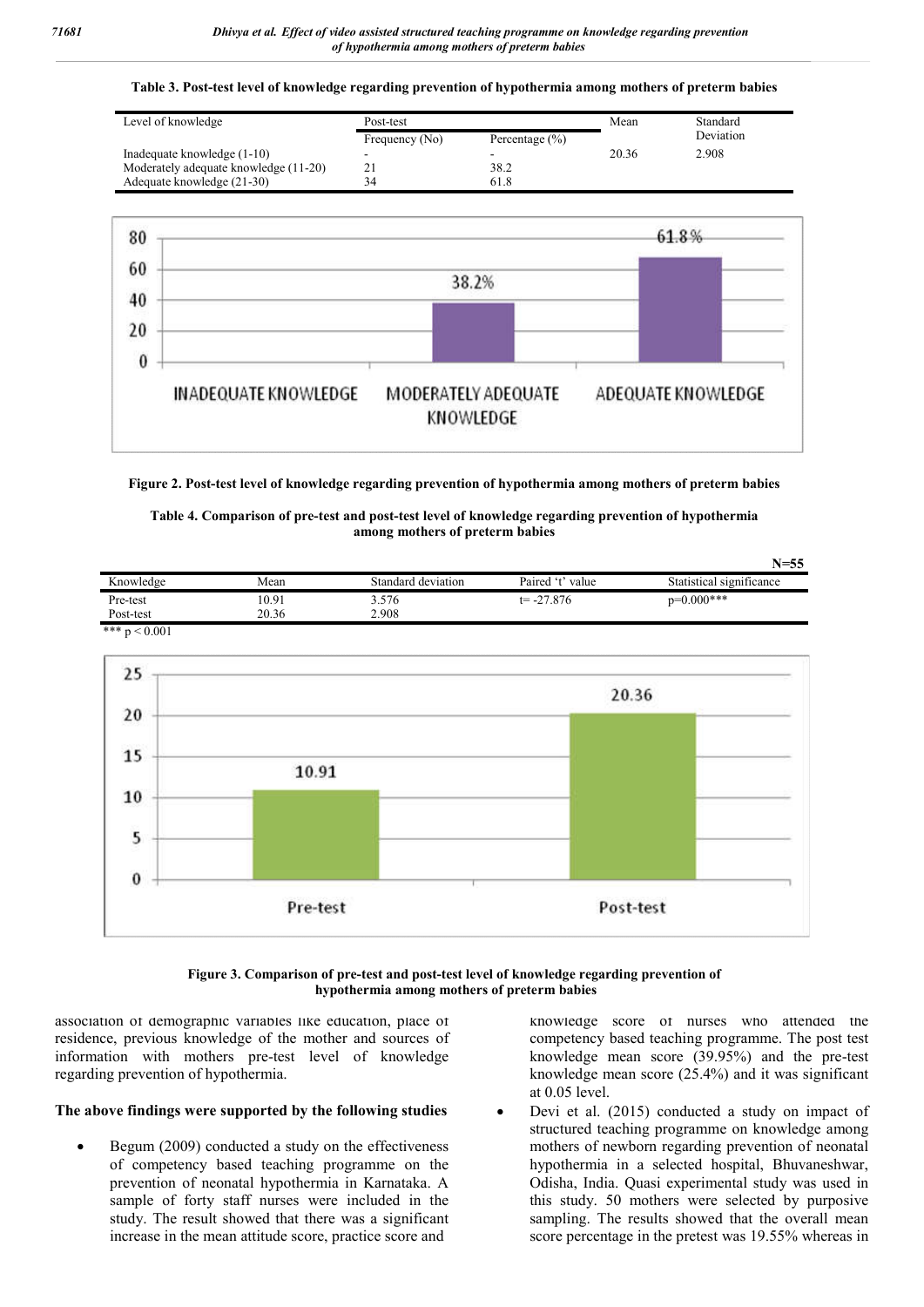**Table 3. Post-test level of knowledge regarding prevention of hypothermia among mothers of preterm babies**

| Level of knowledge | Post-test | | Mean | Standard Deviation |
|---|---|---|---|---|
| | Frequency (No) | Percentage (%) | | |
| Inadequate knowledge (1-10) | - | - | 20.36 | 2.908 |
| Moderately adequate knowledge (11-20) | 21 | 38.2 | | |
| Adequate knowledge (21-30) | 34 | 61.8 | | |

**Figure 2. Post-test level of knowledge regarding prevention of hypothermia among mothers of preterm babies**

**Table 4. Comparison of pre-test and post-test level of knowledge regarding prevention of hypothermia among mothers of preterm babies**

N=55

| Knowledge | Mean | Standard deviation | Paired 't' value | Statistical significance |
|---|---|---|---|---|
| Pre-test | 10.91 | 3.576 | t= -27.876 | p=0.000*** |
| Post-test | 20.36 | 2.908 | | |

*** $p < 0.001$

**Figure 3. Comparison of pre-test and post-test level of knowledge regarding prevention of hypothermia among mothers of preterm babies**

association of demographic variables like education, place of residence, previous knowledge of the mother and sources of information with mothers pre-test level of knowledge regarding prevention of hypothermia.

**The above findings were supported by the following studies**

- Begum (2009) conducted a study on the effectiveness of competency based teaching programme on the prevention of neonatal hypothermia in Karnataka. A sample of forty staff nurses were included in the study. The result showed that there was a significant increase in the mean attitude score, practice score and knowledge score of nurses who attended the competency based teaching programme. The post test knowledge mean score (39.95%) and the pre-test knowledge mean score (25.4%) and it was significant at 0.05 level.
- Devi et al. (2015) conducted a study on impact of structured teaching programme on knowledge among mothers of newborn regarding prevention of neonatal hypothermia in a selected hospital, Bhuvaneshwar, Odisha, India. Quasi experimental study was used in this study. 50 mothers were selected by purposive sampling. The results showed that the overall mean score percentage in the pretest was 19.55% whereas in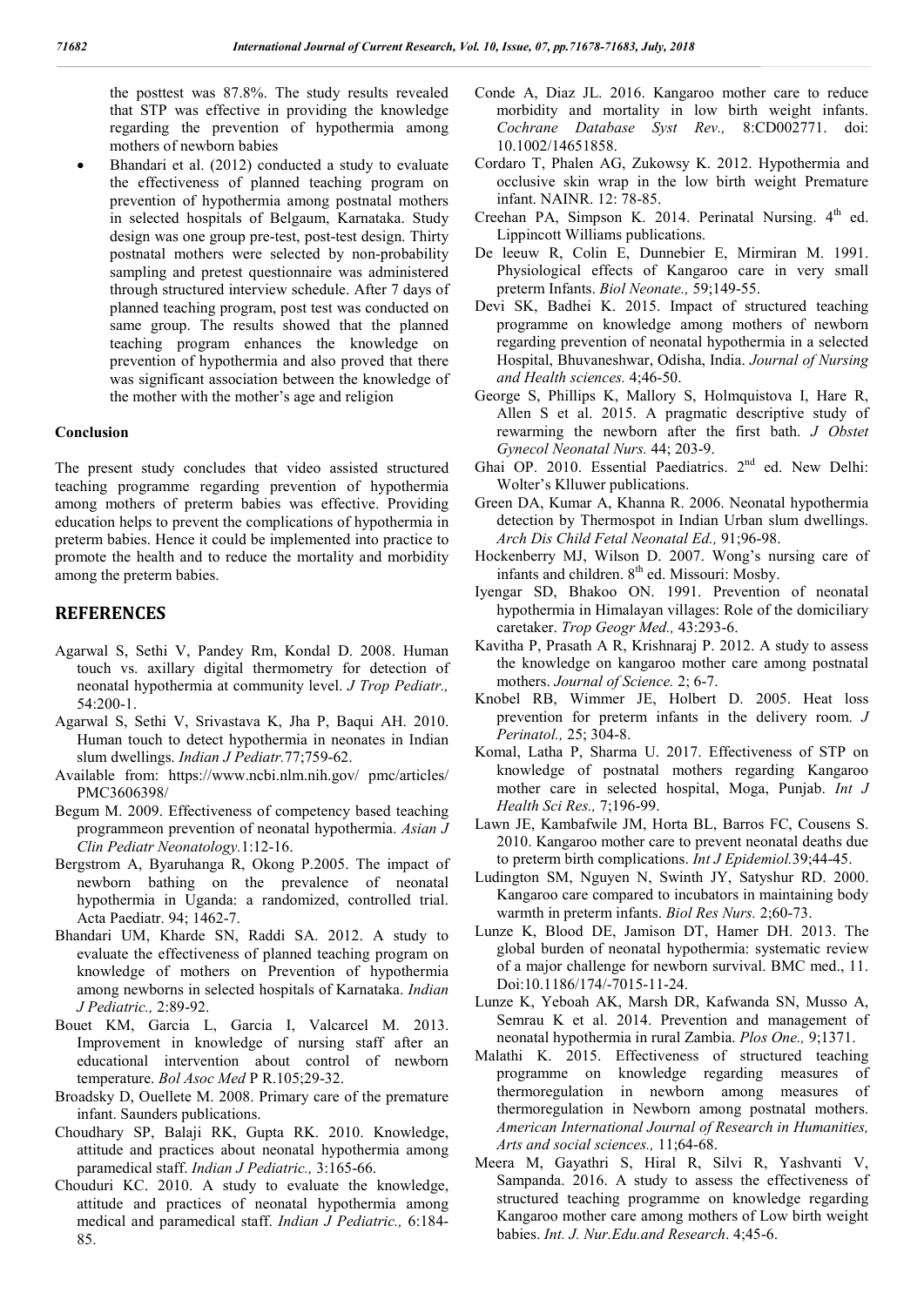the posttest was 87.8%. The study results revealed that STP was effective in providing the knowledge regarding the prevention of hypothermia among mothers of newborn babies

- Bhandari et al. (2012) conducted a study to evaluate the effectiveness of planned teaching program on prevention of hypothermia among postnatal mothers in selected hospitals of Belgaum, Karnataka. Study design was one group pre-test, post-test design. Thirty postnatal mothers were selected by non-probability sampling and pretest questionnaire was administered through structured interview schedule. After 7 days of planned teaching program, post test was conducted on same group. The results showed that the planned teaching program enhances the knowledge on prevention of hypothermia and also proved that there was significant association between the knowledge of the mother with the mother's age and religion

#### Conclusion

The present study concludes that video assisted structured teaching programme regarding prevention of hypothermia among mothers of preterm babies was effective. Providing education helps to prevent the complications of hypothermia in preterm babies. Hence it could be implemented into practice to promote the health and to reduce the mortality and morbidity among the preterm babies.

## REFERENCES

Agarwal S, Sethi V, Pandey Rm, Kondal D. 2008. Human touch vs. axillary digital thermometry for detection of neonatal hypothermia at community level. *J Trop Pediatr.,* 54:200-1.

Agarwal S, Sethi V, Srivastava K, Jha P, Baqui AH. 2010. Human touch to detect hypothermia in neonates in Indian slum dwellings. *Indian J Pediatr.*77;759-62.

Available from: https://www.ncbi.nlm.nih.gov/ pmc/articles/ PMC3606398/

Begum M. 2009. Effectiveness of competency based teaching programmeon prevention of neonatal hypothermia. *Asian J Clin Pediatr Neonatology.*1:12-16.

Bergstrom A, Byaruhanga R, Okong P.2005. The impact of newborn bathing on the prevalence of neonatal hypothermia in Uganda: a randomized, controlled trial. Acta Paediatr. 94; 1462-7.

Bhandari UM, Kharde SN, Raddi SA. 2012. A study to evaluate the effectiveness of planned teaching program on knowledge of mothers on Prevention of hypothermia among newborns in selected hospitals of Karnataka. *Indian J Pediatric.,* 2:89-92.

Bouet KM, Garcia L, Garcia I, Valcarcel M. 2013. Improvement in knowledge of nursing staff after an educational intervention about control of newborn temperature. *Bol Asoc Med* P R.105;29-32.

Broadsky D, Ouellete M. 2008. Primary care of the premature infant. Saunders publications.

Choudhary SP, Balaji RK, Gupta RK. 2010. Knowledge, attitude and practices about neonatal hypothermia among paramedical staff. *Indian J Pediatric.,* 3:165-66.

Chouduri KC. 2010. A study to evaluate the knowledge, attitude and practices of neonatal hypothermia among medical and paramedical staff. *Indian J Pediatric.,* 6:184-85.

Conde A, Diaz JL. 2016. Kangaroo mother care to reduce morbidity and mortality in low birth weight infants. *Cochrane Database Syst Rev.,* 8:CD002771. doi: 10.1002/14651858.

Cordaro T, Phalen AG, Zukowsy K. 2012. Hypothermia and occlusive skin wrap in the low birth weight Premature infant. NAINR. 12: 78-85.

Creehan PA, Simpson K. 2014. Perinatal Nursing. 4th ed. Lippincott Williams publications.

De leeuw R, Colin E, Dunnebier E, Mirmiran M. 1991. Physiological effects of Kangaroo care in very small preterm Infants. *Biol Neonate.,* 59;149-55.

Devi SK, Badhei K. 2015. Impact of structured teaching programme on knowledge among mothers of newborn regarding prevention of neonatal hypothermia in a selected Hospital, Bhuvaneshwar, Odisha, India. *Journal of Nursing and Health sciences.* 4;46-50.

George S, Phillips K, Mallory S, Holmquistova I, Hare R, Allen S et al. 2015. A pragmatic descriptive study of rewarming the newborn after the first bath. *J Obstet Gynecol Neonatal Nurs.* 44; 203-9.

Ghai OP. 2010. Essential Paediatrics. 2nd ed. New Delhi: Wolter's Klluwer publications.

Green DA, Kumar A, Khanna R. 2006. Neonatal hypothermia detection by Thermospot in Indian Urban slum dwellings. *Arch Dis Child Fetal Neonatal Ed.,* 91;96-98.

Hockenberry MJ, Wilson D. 2007. Wong's nursing care of infants and children. 8th ed. Missouri: Mosby.

Iyengar SD, Bhakoo ON. 1991. Prevention of neonatal hypothermia in Himalayan villages: Role of the domiciliary caretaker. *Trop Geogr Med.,* 43:293-6.

Kavitha P, Prasath A R, Krishnaraj P. 2012. A study to assess the knowledge on kangaroo mother care among postnatal mothers. *Journal of Science.* 2; 6-7.

Knobel RB, Wimmer JE, Holbert D. 2005. Heat loss prevention for preterm infants in the delivery room. *J Perinatol.,* 25; 304-8.

Komal, Latha P, Sharma U. 2017. Effectiveness of STP on knowledge of postnatal mothers regarding Kangaroo mother care in selected hospital, Moga, Punjab. *Int J Health Sci Res.,* 7;196-99.

Lawn JE, Kambafwile JM, Horta BL, Barros FC, Cousens S. 2010. Kangaroo mother care to prevent neonatal deaths due to preterm birth complications. *Int J Epidemiol.*39;44-45.

Ludington SM, Nguyen N, Swinth JY, Satyshur RD. 2000. Kangaroo care compared to incubators in maintaining body warmth in preterm infants. *Biol Res Nurs.* 2;60-73.

Lunze K, Blood DE, Jamison DT, Hamer DH. 2013. The global burden of neonatal hypothermia: systematic review of a major challenge for newborn survival. BMC med., 11. Doi:10.1186/174/-7015-11-24.

Lunze K, Yeboah AK, Marsh DR, Kafwanda SN, Musso A, Semrau K et al. 2014. Prevention and management of neonatal hypothermia in rural Zambia. *Plos One.,* 9;1371.

Malathi K. 2015. Effectiveness of structured teaching programme on knowledge regarding measures of thermoregulation in newborn among measures of thermoregulation in Newborn among postnatal mothers. *American International Journal of Research in Humanities, Arts and social sciences.,* 11;64-68.

Meera M, Gayathri S, Hiral R, Silvi R, Yashvanti V, Sampanda. 2016. A study to assess the effectiveness of structured teaching programme on knowledge regarding Kangaroo mother care among mothers of Low birth weight babies. *Int. J. Nur.Edu.and Research*. 4;45-6.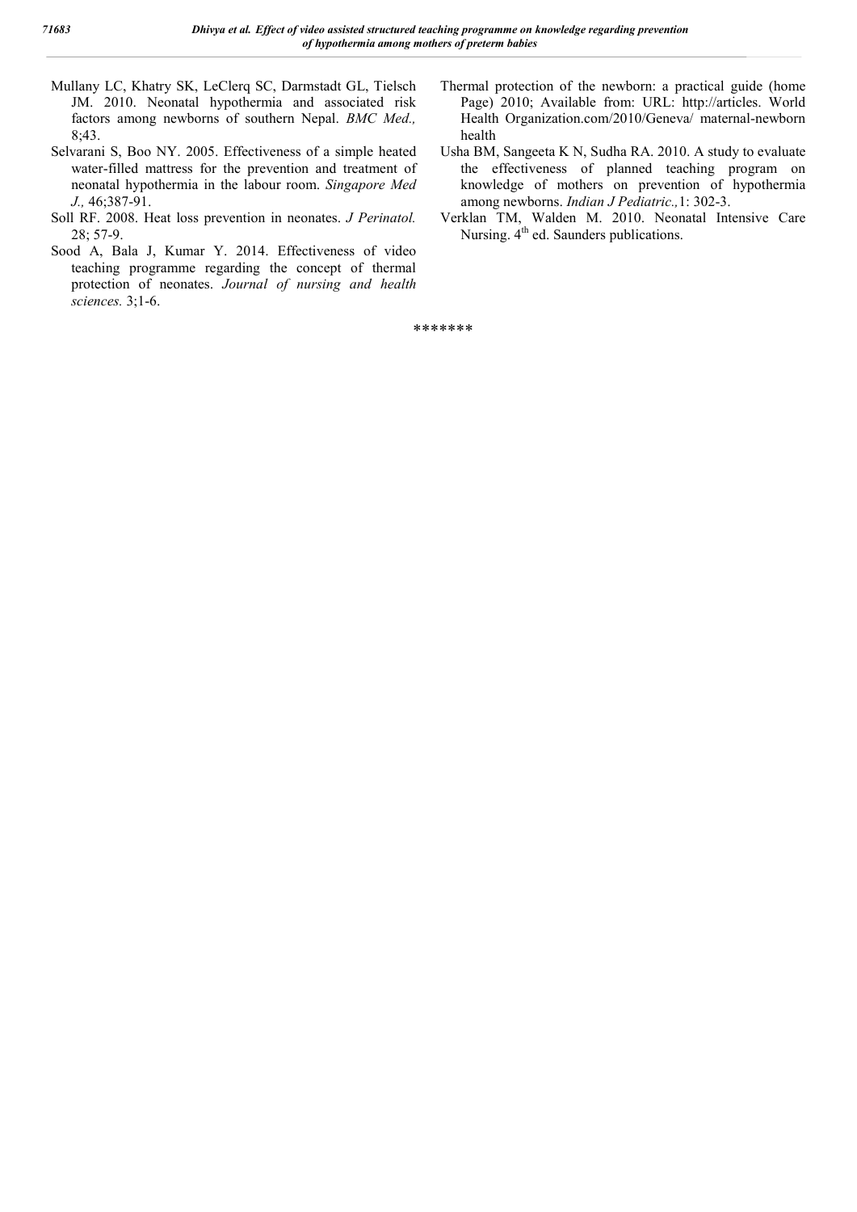Mullany LC, Khatry SK, LeClerq SC, Darmstadt GL, Tielsch JM. 2010. Neonatal hypothermia and associated risk factors among newborns of southern Nepal. *BMC Med.,* 8;43.

Selvarani S, Boo NY. 2005. Effectiveness of a simple heated water-filled mattress for the prevention and treatment of neonatal hypothermia in the labour room. *Singapore Med J.,* 46;387-91.

Soll RF. 2008. Heat loss prevention in neonates. *J Perinatol.* 28; 57-9.

Sood A, Bala J, Kumar Y. 2014. Effectiveness of video teaching programme regarding the concept of thermal protection of neonates. *Journal of nursing and health sciences.* 3;1-6.

Thermal protection of the newborn: a practical guide (home Page) 2010; Available from: URL: http://articles. World Health Organization.com/2010/Geneva/ maternal-newborn health

Usha BM, Sangeeta K N, Sudha RA. 2010. A study to evaluate the effectiveness of planned teaching program on knowledge of mothers on prevention of hypothermia among newborns. *Indian J Pediatric.,*1: 302-3.

Verklan TM, Walden M. 2010. Neonatal Intensive Care Nursing. 4th ed. Saunders publications.

*******